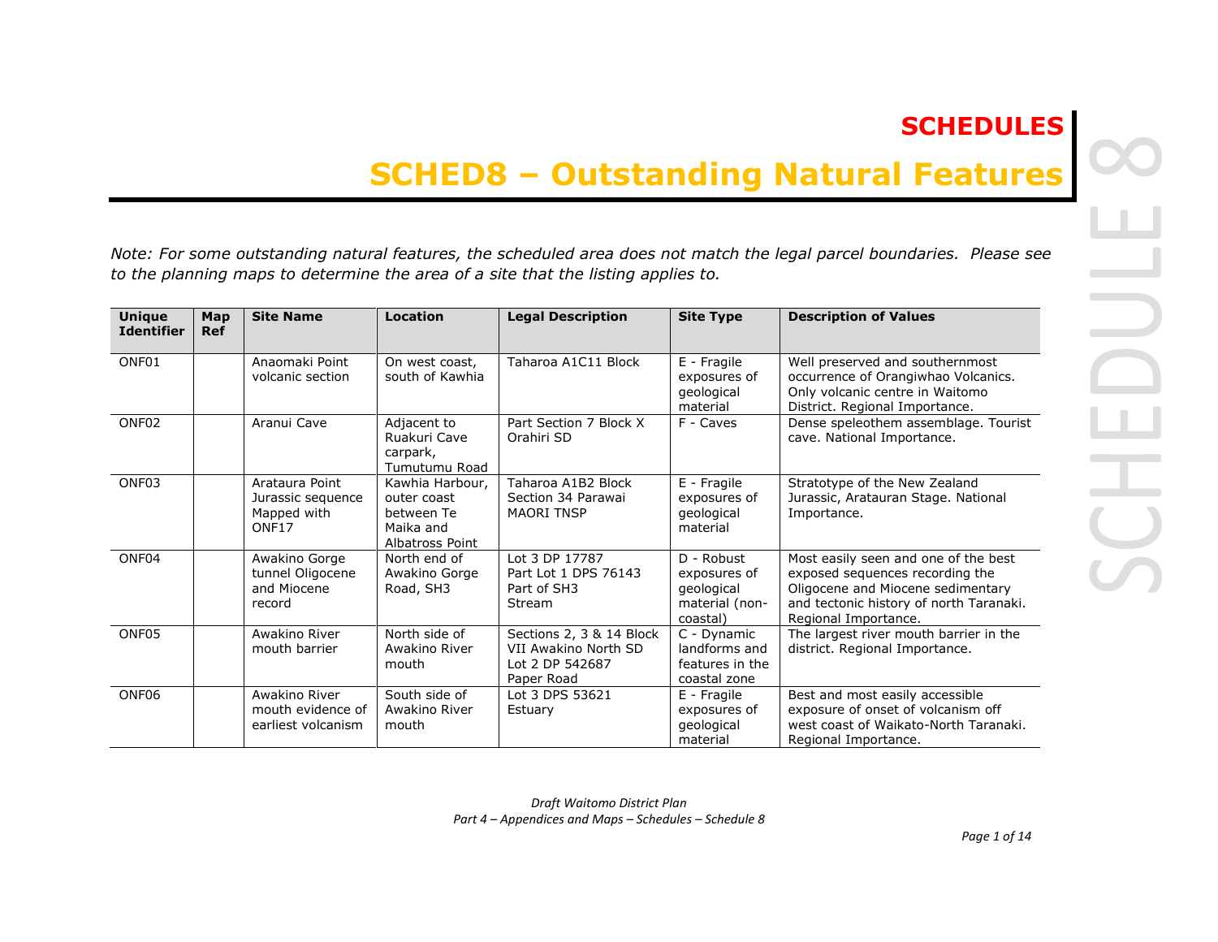# SCHEDULES

## SCHED8 – Outstanding Natural Features

*Note: For some outstanding natural features, the scheduled area does not match the legal parcel boundaries. Please see to the planning maps to determine the area of a site that the listing applies to.*

| Unique Identifier | Map Ref | Site Name | Location | Legal Description | Site Type | Description of Values |
|---|---|---|---|---|---|---|
| ONF01 | | Anaomaki Point volcanic section | On west coast, south of Kawhia | Taharoa A1C11 Block | E - Fragile exposures of geological material | Well preserved and southernmost occurrence of Orangiwhao Volcanics. Only volcanic centre in Waitomo District. Regional Importance. |
| ONF02 | | Aranui Cave | Adjacent to Ruakuri Cave carpark, Tumutumu Road | Part Section 7 Block X Orahiri SD | F - Caves | Dense speleothem assemblage. Tourist cave. National Importance. |
| ONF03 | | Arataura Point Jurassic sequence Mapped with ONF17 | Kawhia Harbour, outer coast between Te Maika and Albatross Point | Taharoa A1B2 Block Section 34 Parawai MAORI TNSP | E - Fragile exposures of geological material | Stratotype of the New Zealand Jurassic, Aratauran Stage. National Importance. |
| ONF04 | | Awakino Gorge tunnel Oligocene and Miocene record | North end of Awakino Gorge Road, SH3 | Lot 3 DP 17787<br>Part Lot 1 DPS 76143<br>Part of SH3<br>Stream | D - Robust exposures of geological material (non-coastal) | Most easily seen and one of the best exposed sequences recording the Oligocene and Miocene sedimentary and tectonic history of north Taranaki. Regional Importance. |
| ONF05 | | Awakino River mouth barrier | North side of Awakino River mouth | Sections 2, 3 & 14 Block VII Awakino North SD<br>Lot 2 DP 542687<br>Paper Road | C - Dynamic landforms and features in the coastal zone | The largest river mouth barrier in the district. Regional Importance. |
| ONF06 | | Awakino River mouth evidence of earliest volcanism | South side of Awakino River mouth | Lot 3 DPS 53621<br>Estuary | E - Fragile exposures of geological material | Best and most easily accessible exposure of onset of volcanism off west coast of Waikato-North Taranaki. Regional Importance. |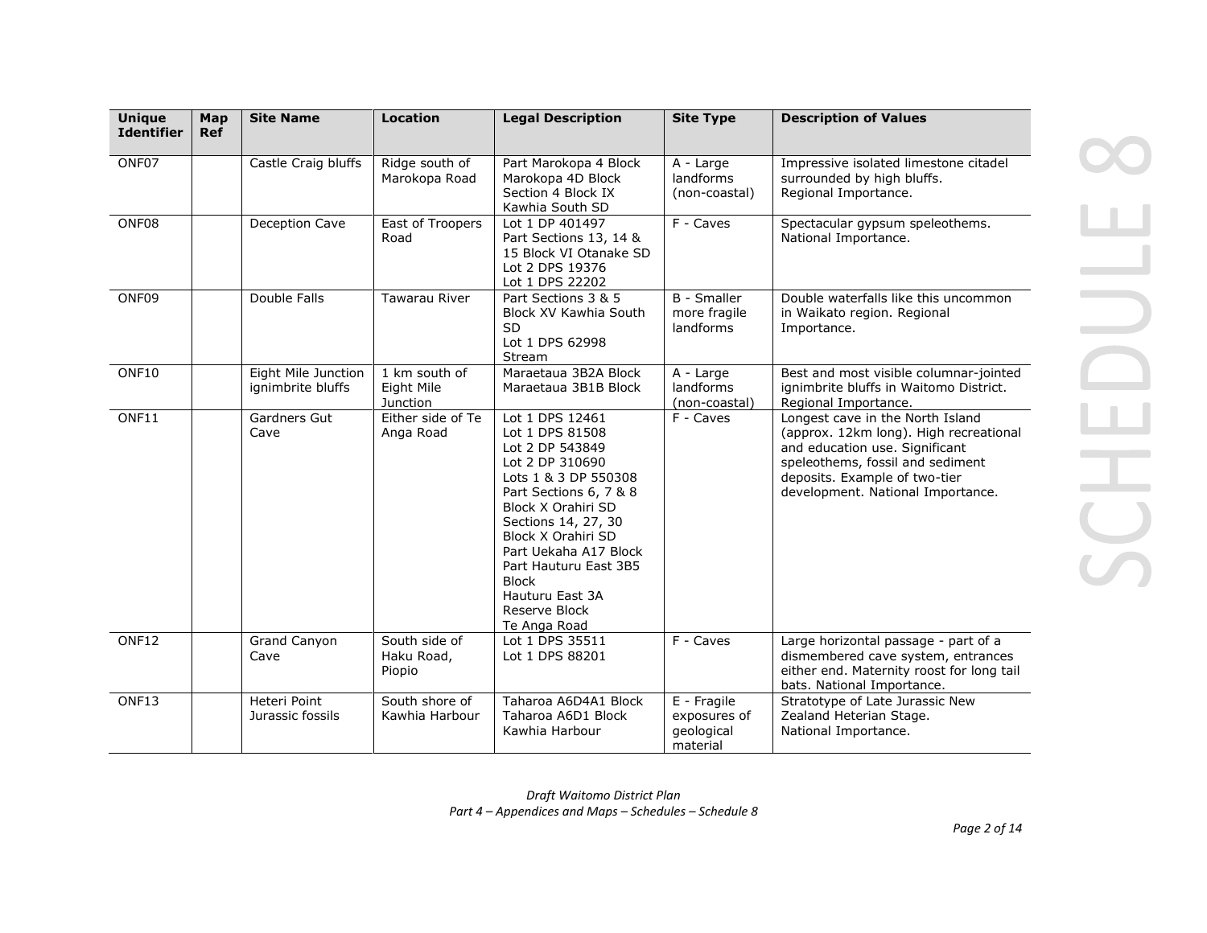| Unique Identifier | Map Ref | Site Name | Location | Legal Description | Site Type | Description of Values |
|---|---|---|---|---|---|---|
| ONF07 | | Castle Craig bluffs | Ridge south of Marokopa Road | Part Marokopa 4 Block Marokopa 4D Block Section 4 Block IX Kawhia South SD | A - Large landforms (non-coastal) | Impressive isolated limestone citadel surrounded by high bluffs. Regional Importance. |
| ONF08 | | Deception Cave | East of Troopers Road | Lot 1 DP 401497 Part Sections 13, 14 & 15 Block VI Otanake SD Lot 2 DPS 19376 Lot 1 DPS 22202 | F - Caves | Spectacular gypsum speleothems. National Importance. |
| ONF09 | | Double Falls | Tawarau River | Part Sections 3 & 5 Block XV Kawhia South SD Lot 1 DPS 62998 Stream | B - Smaller more fragile landforms | Double waterfalls like this uncommon in Waikato region. Regional Importance. |
| ONF10 | | Eight Mile Junction ignimbrite bluffs | 1 km south of Eight Mile Junction | Maraetaua 3B2A Block Maraetaua 3B1B Block | A - Large landforms (non-coastal) | Best and most visible columnar-jointed ignimbrite bluffs in Waitomo District. Regional Importance. |
| ONF11 | | Gardners Gut Cave | Either side of Te Anga Road | Lot 1 DPS 12461 Lot 1 DPS 81508 Lot 2 DP 543849 Lot 2 DP 310690 Lots 1 & 3 DP 550308 Part Sections 6, 7 & 8 Block X Orahiri SD Sections 14, 27, 30 Block X Orahiri SD Part Uekaha A17 Block Part Hauturu East 3B5 Block Hauturu East 3A Reserve Block Te Anga Road | F - Caves | Longest cave in the North Island (approx. 12km long). High recreational and education use. Significant speleothems, fossil and sediment deposits. Example of two-tier development. National Importance. |
| ONF12 | | Grand Canyon Cave | South side of Haku Road, Piopio | Lot 1 DPS 35511 Lot 1 DPS 88201 | F - Caves | Large horizontal passage - part of a dismembered cave system, entrances either end. Maternity roost for long tail bats. National Importance. |
| ONF13 | | Heteri Point Jurassic fossils | South shore of Kawhia Harbour | Taharoa A6D4A1 Block Taharoa A6D1 Block Kawhia Harbour | E - Fragile exposures of geological material | Stratotype of Late Jurassic New Zealand Heterian Stage. National Importance. |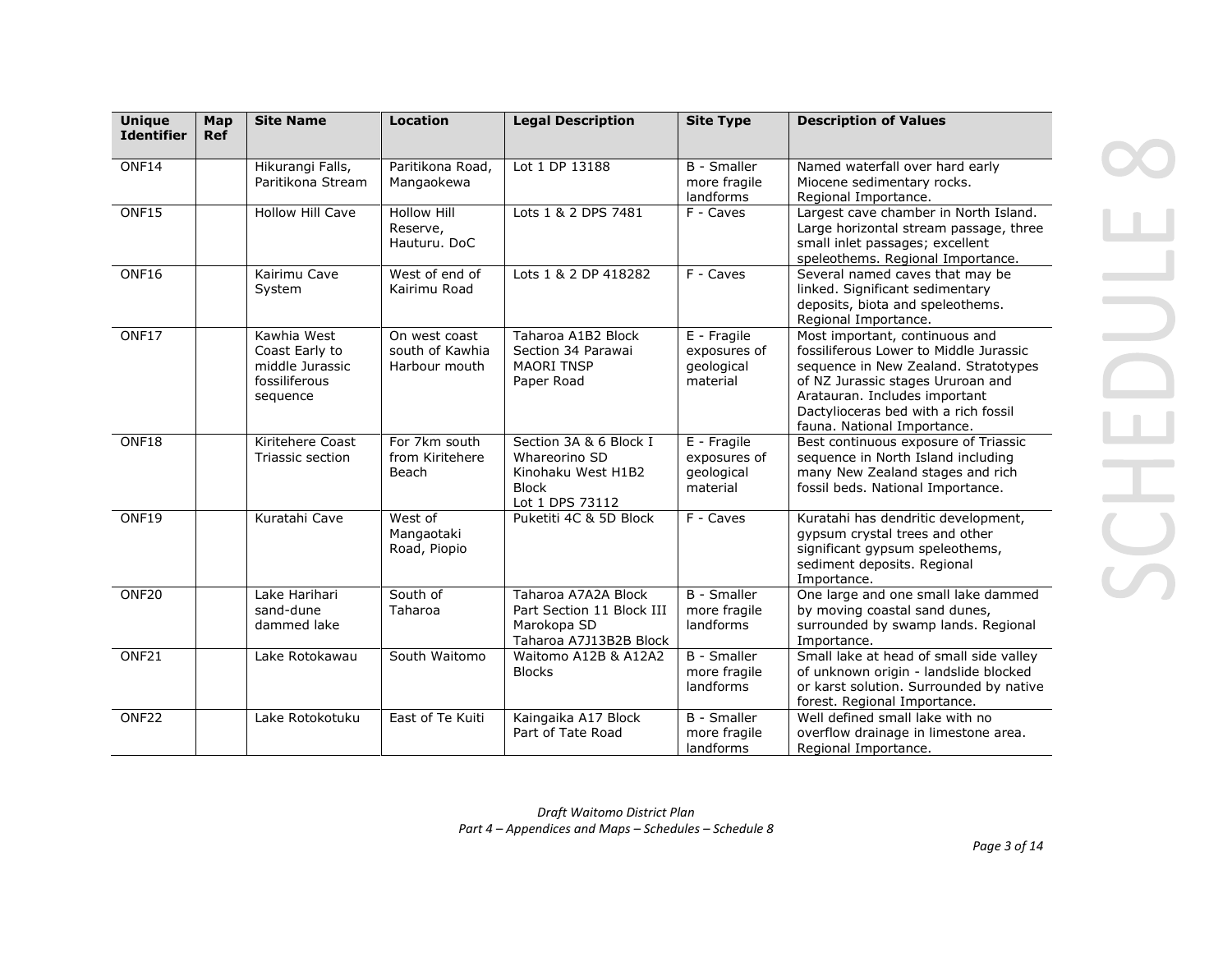| Unique Identifier | Map Ref | Site Name | Location | Legal Description | Site Type | Description of Values |
|---|---|---|---|---|---|---|
| ONF14 | | Hikurangi Falls, Paritikona Stream | Paritikona Road, Mangaokewa | Lot 1 DP 13188 | B - Smaller more fragile landforms | Named waterfall over hard early Miocene sedimentary rocks. Regional Importance. |
| ONF15 | | Hollow Hill Cave | Hollow Hill Reserve, Hauturu. DoC | Lots 1 & 2 DPS 7481 | F - Caves | Largest cave chamber in North Island. Large horizontal stream passage, three small inlet passages; excellent speleothems. Regional Importance. |
| ONF16 | | Kairimu Cave System | West of end of Kairimu Road | Lots 1 & 2 DP 418282 | F - Caves | Several named caves that may be linked. Significant sedimentary deposits, biota and speleothems. Regional Importance. |
| ONF17 | | Kawhia West Coast Early to middle Jurassic fossiliferous sequence | On west coast south of Kawhia Harbour mouth | Taharoa A1B2 Block Section 34 Parawai MAORI TNSP Paper Road | E - Fragile exposures of geological material | Most important, continuous and fossiliferous Lower to Middle Jurassic sequence in New Zealand. Stratotypes of NZ Jurassic stages Ururoan and Aratauran. Includes important Dactylioceras bed with a rich fossil fauna. National Importance. |
| ONF18 | | Kiritehere Coast Triassic section | For 7km south from Kiritehere Beach | Section 3A & 6 Block I Whareorino SD Kinohaku West H1B2 Block Lot 1 DPS 73112 | E - Fragile exposures of geological material | Best continuous exposure of Triassic sequence in North Island including many New Zealand stages and rich fossil beds. National Importance. |
| ONF19 | | Kuratahi Cave | West of Mangaotaki Road, Piopio | Puketiti 4C & 5D Block | F - Caves | Kuratahi has dendritic development, gypsum crystal trees and other significant gypsum speleothems, sediment deposits. Regional Importance. |
| ONF20 | | Lake Harihari sand-dune dammed lake | South of Taharoa | Taharoa A7A2A Block Part Section 11 Block III Marokopa SD Taharoa A7J13B2B Block | B - Smaller more fragile landforms | One large and one small lake dammed by moving coastal sand dunes, surrounded by swamp lands. Regional Importance. |
| ONF21 | | Lake Rotokawau | South Waitomo | Waitomo A12B & A12A2 Blocks | B - Smaller more fragile landforms | Small lake at head of small side valley of unknown origin - landslide blocked or karst solution. Surrounded by native forest. Regional Importance. |
| ONF22 | | Lake Rotokotuku | East of Te Kuiti | Kaingaika A17 Block Part of Tate Road | B - Smaller more fragile landforms | Well defined small lake with no overflow drainage in limestone area. Regional Importance. |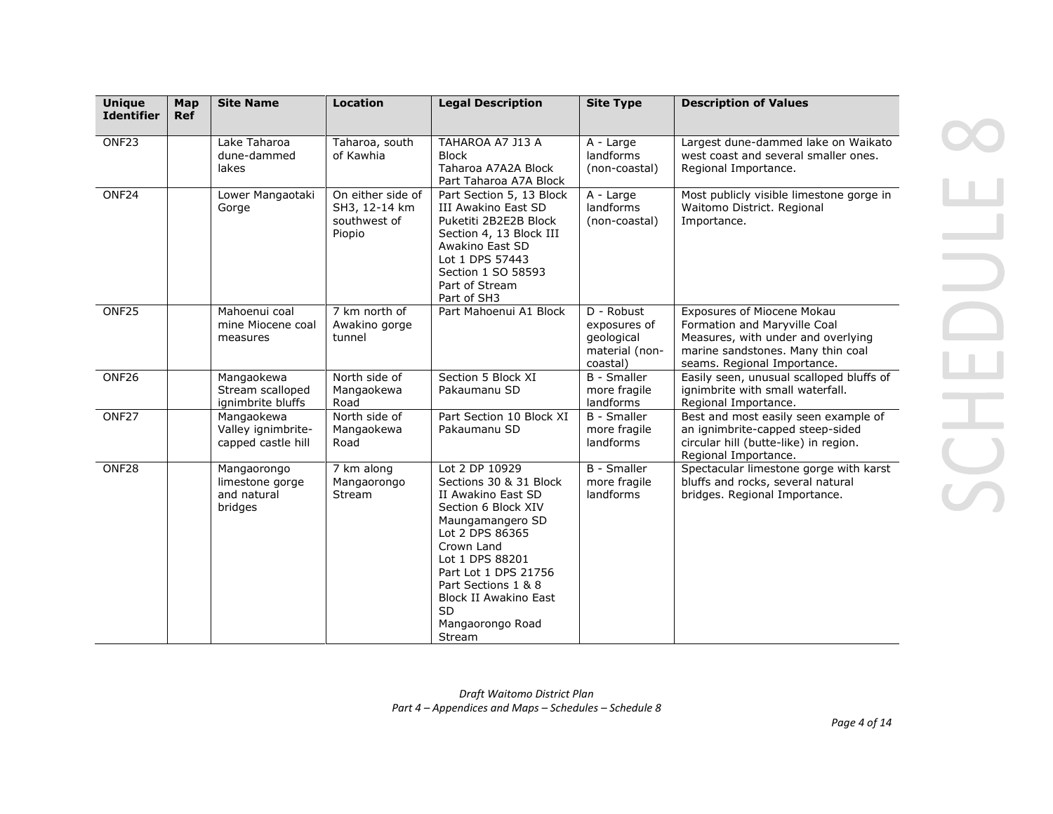| Unique Identifier | Map Ref | Site Name | Location | Legal Description | Site Type | Description of Values |
|---|---|---|---|---|---|---|
| ONF23 | | Lake Taharoa dune-dammed lakes | Taharoa, south of Kawhia | TAHAROA A7 J13 A Block<br>Taharoa A7A2A Block<br>Part Taharoa A7A Block | A - Large landforms (non-coastal) | Largest dune-dammed lake on Waikato west coast and several smaller ones. Regional Importance. |
| ONF24 | | Lower Mangaotaki Gorge | On either side of SH3, 12-14 km southwest of Piopio | Part Section 5, 13 Block III Awakino East SD<br>Puketiti 2B2E2B Block<br>Section 4, 13 Block III Awakino East SD<br>Lot 1 DPS 57443<br>Section 1 SO 58593<br>Part of Stream<br>Part of SH3 | A - Large landforms (non-coastal) | Most publicly visible limestone gorge in Waitomo District. Regional Importance. |
| ONF25 | | Mahoenui coal mine Miocene coal measures | 7 km north of Awakino gorge tunnel | Part Mahoenui A1 Block | D - Robust exposures of geological material (non-coastal) | Exposures of Miocene Mokau Formation and Maryville Coal Measures, with under and overlying marine sandstones. Many thin coal seams. Regional Importance. |
| ONF26 | | Mangaokewa Stream scalloped ignimbrite bluffs | North side of Mangaokewa Road | Section 5 Block XI Pakaumanu SD | B - Smaller more fragile landforms | Easily seen, unusual scalloped bluffs of ignimbrite with small waterfall. Regional Importance. |
| ONF27 | | Mangaokewa Valley ignimbrite-capped castle hill | North side of Mangaokewa Road | Part Section 10 Block XI Pakaumanu SD | B - Smaller more fragile landforms | Best and most easily seen example of an ignimbrite-capped steep-sided circular hill (butte-like) in region. Regional Importance. |
| ONF28 | | Mangaorongo limestone gorge and natural bridges | 7 km along Mangaorongo Stream | Lot 2 DP 10929<br>Sections 30 & 31 Block II Awakino East SD<br>Section 6 Block XIV Maungamangero SD<br>Lot 2 DPS 86365<br>Crown Land<br>Lot 1 DPS 88201<br>Part Lot 1 DPS 21756<br>Part Sections 1 & 8 Block II Awakino East SD<br>Mangaorongo Road<br>Stream | B - Smaller more fragile landforms | Spectacular limestone gorge with karst bluffs and rocks, several natural bridges. Regional Importance. |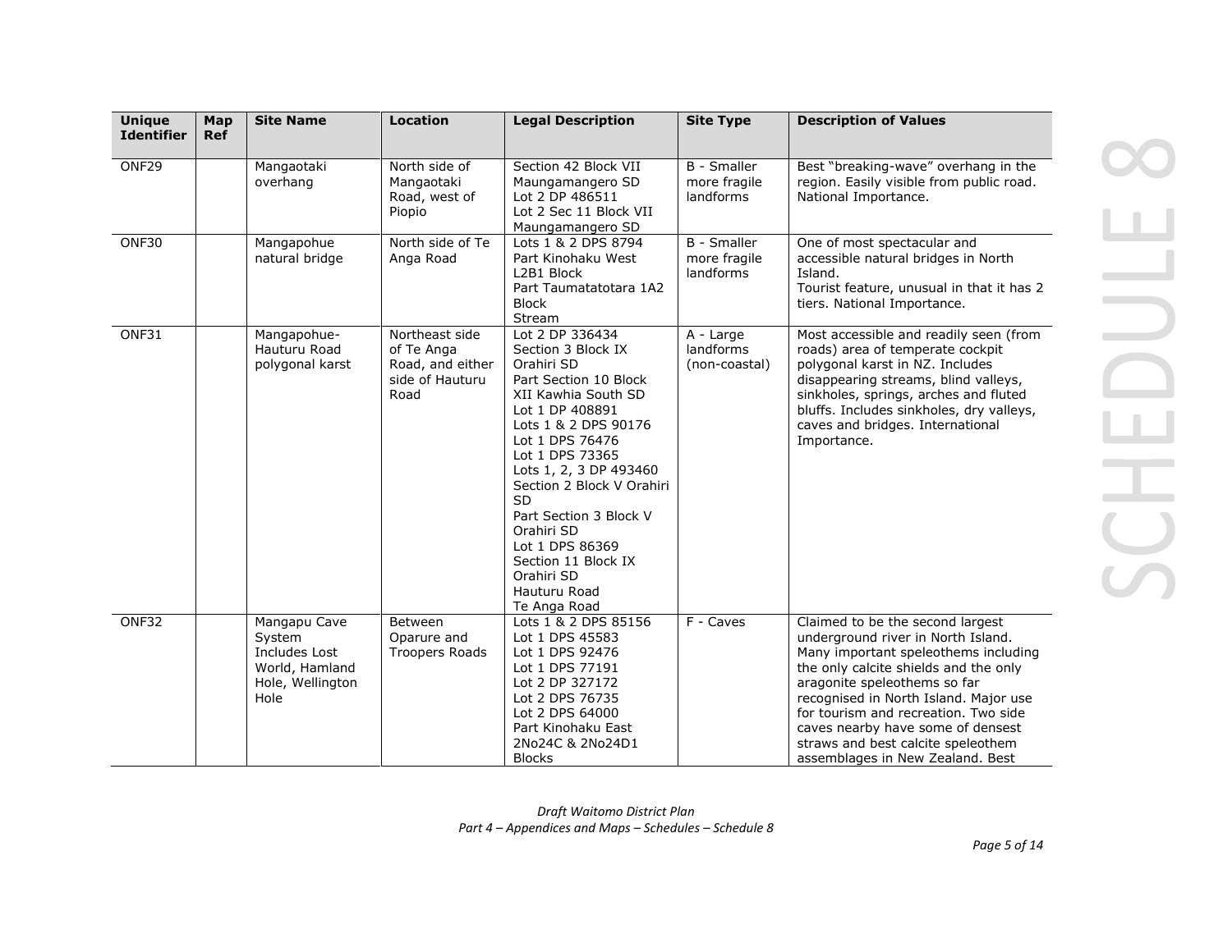| Unique Identifier | Map Ref | Site Name | Location | Legal Description | Site Type | Description of Values |
|---|---|---|---|---|---|---|
| ONF29 | | Mangaotaki overhang | North side of Mangaotaki Road, west of Piopio | Section 42 Block VII Maungamangero SD<br>Lot 2 DP 486511<br>Lot 2 Sec 11 Block VII Maungamangero SD | B - Smaller more fragile landforms | Best "breaking-wave" overhang in the region. Easily visible from public road. National Importance. |
| ONF30 | | Mangapohue natural bridge | North side of Te Anga Road | Lots 1 & 2 DPS 8794<br>Part Kinohaku West L2B1 Block<br>Part Taumatatotara 1A2 Block<br>Stream | B - Smaller more fragile landforms | One of most spectacular and accessible natural bridges in North Island.<br>Tourist feature, unusual in that it has 2 tiers. National Importance. |
| ONF31 | | Mangapohue-Hauturu Road polygonal karst | Northeast side of Te Anga Road, and either side of Hauturu Road | Lot 2 DP 336434<br>Section 3 Block IX Orahiri SD<br>Part Section 10 Block XII Kawhia South SD<br>Lot 1 DP 408891<br>Lots 1 & 2 DPS 90176<br>Lot 1 DPS 76476<br>Lot 1 DPS 73365<br>Lots 1, 2, 3 DP 493460<br>Section 2 Block V Orahiri SD<br>Part Section 3 Block V Orahiri SD<br>Lot 1 DPS 86369<br>Section 11 Block IX Orahiri SD<br>Hauturu Road<br>Te Anga Road | A - Large landforms (non-coastal) | Most accessible and readily seen (from roads) area of temperate cockpit polygonal karst in NZ. Includes disappearing streams, blind valleys, sinkholes, springs, arches and fluted bluffs. Includes sinkholes, dry valleys, caves and bridges. International Importance. |
| ONF32 | | Mangapu Cave System Includes Lost World, Hamland Hole, Wellington Hole | Between Oparure and Troopers Roads | Lots 1 & 2 DPS 85156<br>Lot 1 DPS 45583<br>Lot 1 DPS 92476<br>Lot 1 DPS 77191<br>Lot 2 DP 327172<br>Lot 2 DPS 76735<br>Lot 2 DPS 64000<br>Part Kinohaku East 2No24C & 2No24D1 Blocks | F - Caves | Claimed to be the second largest underground river in North Island. Many important speleothems including the only calcite shields and the only aragonite speleothems so far recognised in North Island. Major use for tourism and recreation. Two side caves nearby have some of densest straws and best calcite speleothem assemblages in New Zealand. Best |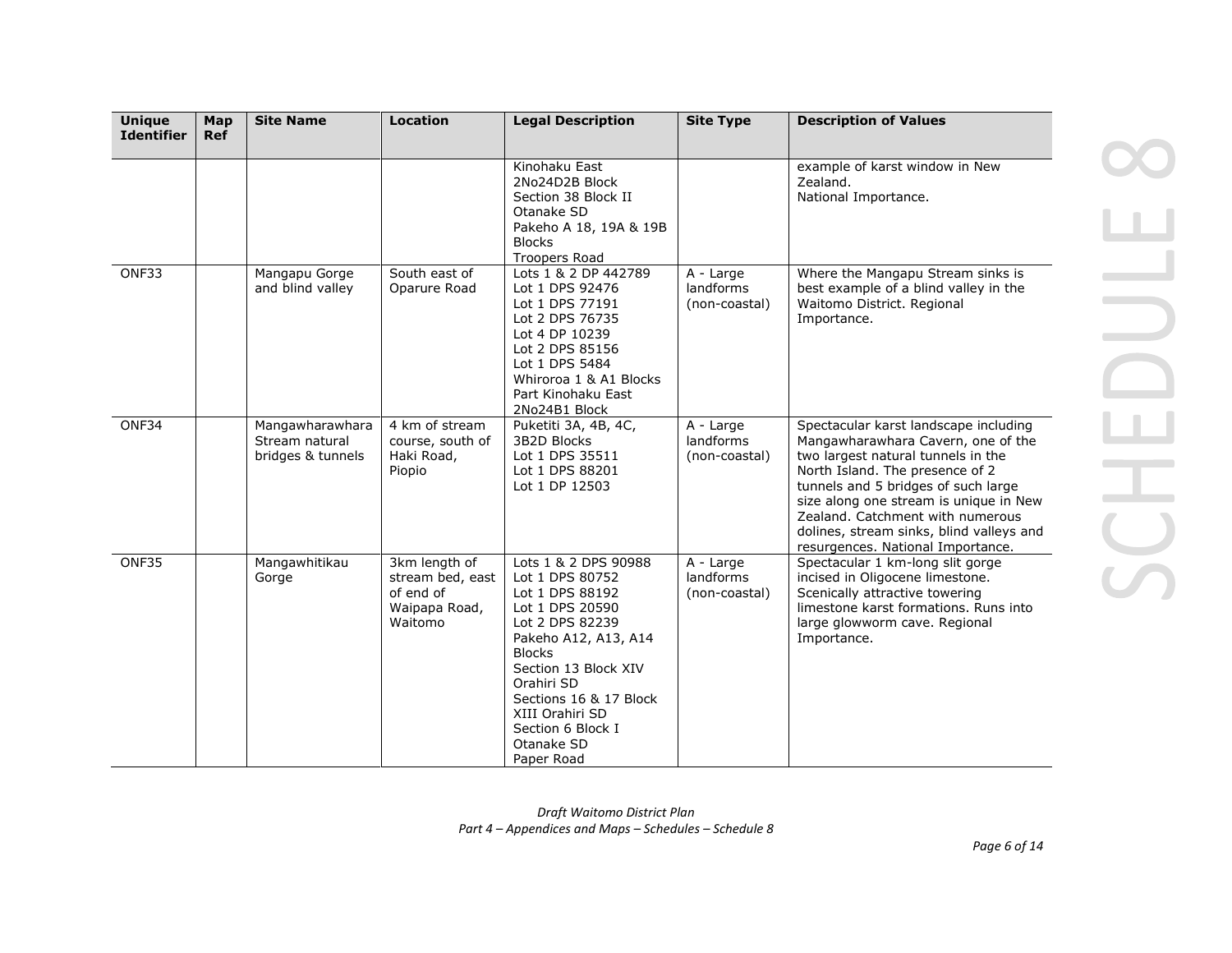| Unique Identifier | Map Ref | Site Name | Location | Legal Description | Site Type | Description of Values |
|---|---|---|---|---|---|---|
| | | | | Kinohaku East 2No24D2B Block<br>Section 38 Block II Otanake SD<br>Pakeho A 18, 19A & 19B Blocks<br>Troopers Road | | example of karst window in New Zealand.<br>National Importance. |
| ONF33 | | Mangapu Gorge and blind valley | South east of Oparure Road | Lots 1 & 2 DP 442789<br>Lot 1 DPS 92476<br>Lot 1 DPS 77191<br>Lot 2 DPS 76735<br>Lot 4 DP 10239<br>Lot 2 DPS 85156<br>Lot 1 DPS 5484<br>Whiroroa 1 & A1 Blocks<br>Part Kinohaku East 2No24B1 Block | A - Large landforms (non-coastal) | Where the Mangapu Stream sinks is best example of a blind valley in the Waitomo District. Regional Importance. |
| ONF34 | | Mangawharawhara Stream natural bridges & tunnels | 4 km of stream course, south of Haki Road, Piopio | Puketiti 3A, 4B, 4C, 3B2D Blocks<br>Lot 1 DPS 35511<br>Lot 1 DPS 88201<br>Lot 1 DP 12503 | A - Large landforms (non-coastal) | Spectacular karst landscape including Mangawharawhara Cavern, one of the two largest natural tunnels in the North Island. The presence of 2 tunnels and 5 bridges of such large size along one stream is unique in New Zealand. Catchment with numerous dolines, stream sinks, blind valleys and resurgences. National Importance. |
| ONF35 | | Mangawhitikau Gorge | 3km length of stream bed, east of end of Waipapa Road, Waitomo | Lots 1 & 2 DPS 90988<br>Lot 1 DPS 80752<br>Lot 1 DPS 88192<br>Lot 1 DPS 20590<br>Lot 2 DPS 82239<br>Pakeho A12, A13, A14 Blocks<br>Section 13 Block XIV Orahiri SD<br>Sections 16 & 17 Block XIII Orahiri SD<br>Section 6 Block I Otanake SD<br>Paper Road | A - Large landforms (non-coastal) | Spectacular 1 km-long slit gorge incised in Oligocene limestone. Scenically attractive towering limestone karst formations. Runs into large glowworm cave. Regional Importance. |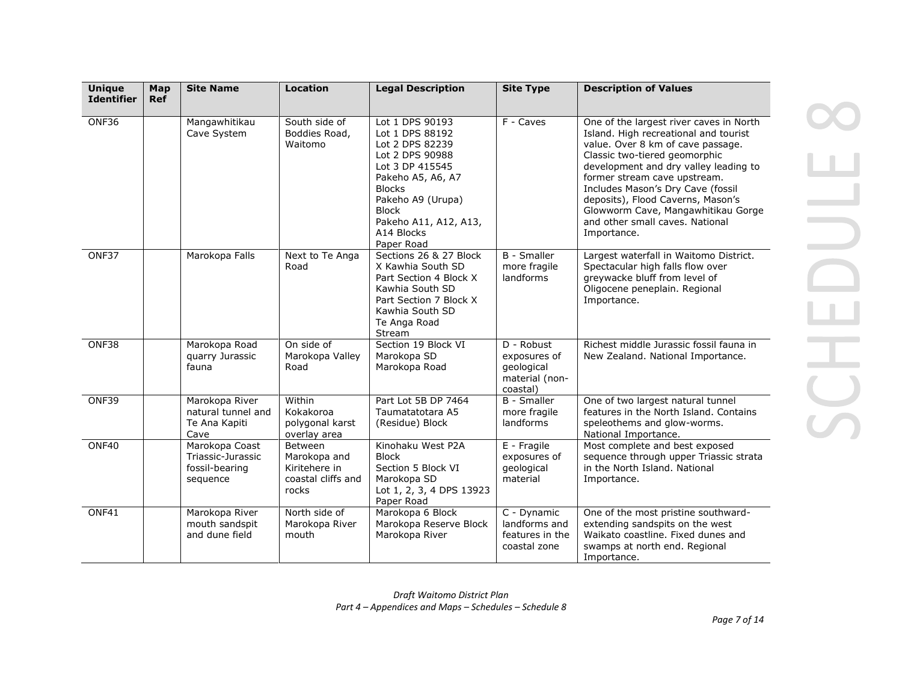| Unique Identifier | Map Ref | Site Name | Location | Legal Description | Site Type | Description of Values |
|---|---|---|---|---|---|---|
| ONF36 | | Mangawhitikau Cave System | South side of Boddies Road, Waitomo | Lot 1 DPS 90193<br>Lot 1 DPS 88192<br>Lot 2 DPS 82239<br>Lot 2 DPS 90988<br>Lot 3 DP 415545<br>Pakeho A5, A6, A7 Blocks<br>Pakeho A9 (Urupa) Block<br>Pakeho A11, A12, A13, A14 Blocks<br>Paper Road | F - Caves | One of the largest river caves in North Island. High recreational and tourist value. Over 8 km of cave passage. Classic two-tiered geomorphic development and dry valley leading to former stream cave upstream. Includes Mason's Dry Cave (fossil deposits), Flood Caverns, Mason's Glowworm Cave, Mangawhitikau Gorge and other small caves. National Importance. |
| ONF37 | | Marokopa Falls | Next to Te Anga Road | Sections 26 & 27 Block X Kawhia South SD<br>Part Section 4 Block X Kawhia South SD<br>Part Section 7 Block X Kawhia South SD<br>Te Anga Road<br>Stream | B - Smaller more fragile landforms | Largest waterfall in Waitomo District. Spectacular high falls flow over greywacke bluff from level of Oligocene peneplain. Regional Importance. |
| ONF38 | | Marokopa Road quarry Jurassic fauna | On side of Marokopa Valley Road | Section 19 Block VI Marokopa SD<br>Marokopa Road | D - Robust exposures of geological material (non-coastal) | Richest middle Jurassic fossil fauna in New Zealand. National Importance. |
| ONF39 | | Marokopa River natural tunnel and Te Ana Kapiti Cave | Within Kokakoroa polygonal karst overlay area | Part Lot 5B DP 7464<br>Taumatatotara A5 (Residue) Block | B - Smaller more fragile landforms | One of two largest natural tunnel features in the North Island. Contains speleothems and glow-worms. National Importance. |
| ONF40 | | Marokopa Coast Triassic-Jurassic fossil-bearing sequence | Between Marokopa and Kiritehere in coastal cliffs and rocks | Kinohaku West P2A Block<br>Section 5 Block VI Marokopa SD<br>Lot 1, 2, 3, 4 DPS 13923<br>Paper Road | E - Fragile exposures of geological material | Most complete and best exposed sequence through upper Triassic strata in the North Island. National Importance. |
| ONF41 | | Marokopa River mouth sandspit and dune field | North side of Marokopa River mouth | Marokopa 6 Block<br>Marokopa Reserve Block<br>Marokopa River | C - Dynamic landforms and features in the coastal zone | One of the most pristine southward-extending sandspits on the west Waikato coastline. Fixed dunes and swamps at north end. Regional Importance. |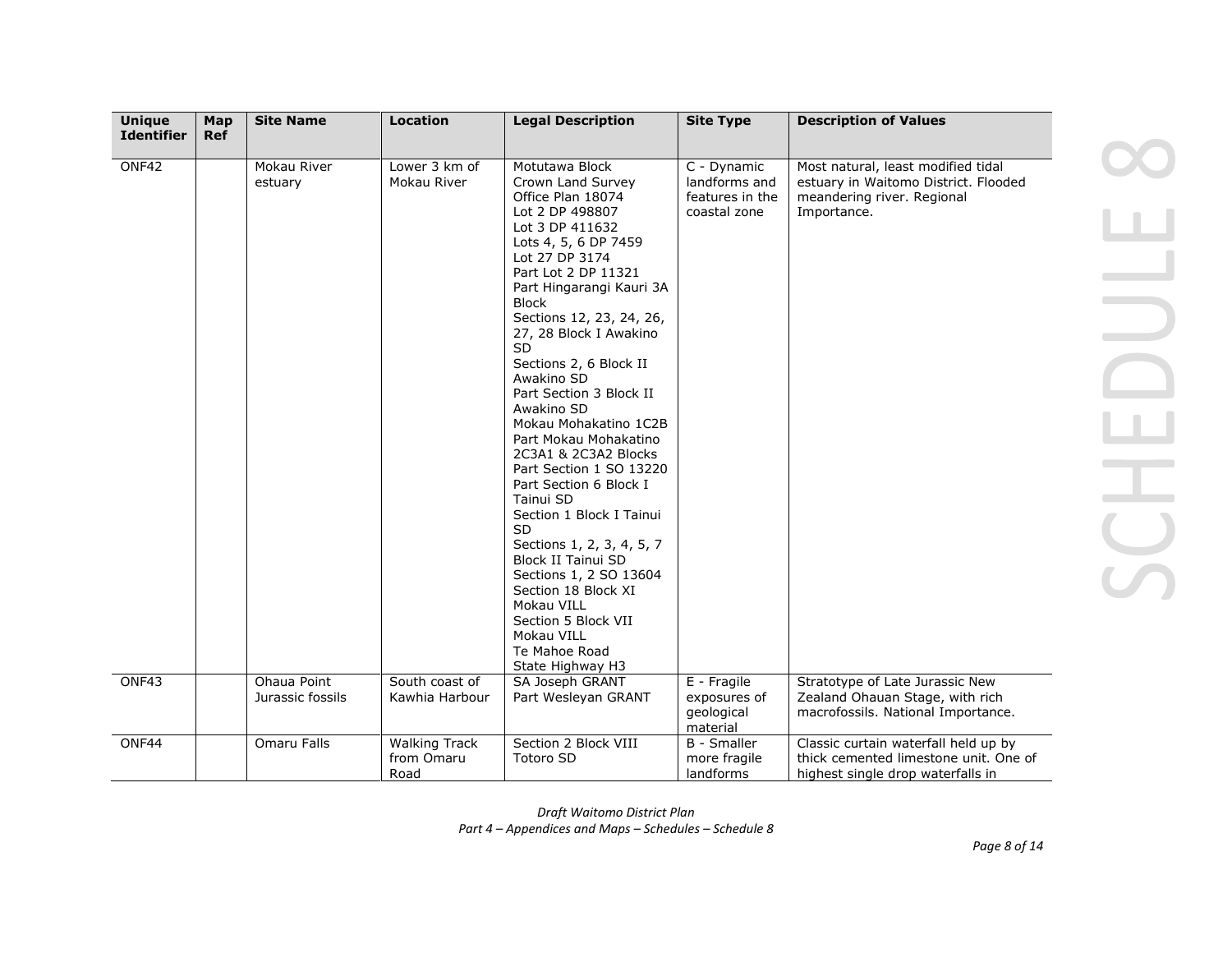| Unique Identifier | Map Ref | Site Name | Location | Legal Description | Site Type | Description of Values |
|---|---|---|---|---|---|---|
| ONF42 | | Mokau River estuary | Lower 3 km of Mokau River | Motutawa Block<br>Crown Land Survey Office Plan 18074<br>Lot 2 DP 498807<br>Lot 3 DP 411632<br>Lots 4, 5, 6 DP 7459<br>Lot 27 DP 3174<br>Part Lot 2 DP 11321<br>Part Hingarangi Kauri 3A Block<br>Sections 12, 23, 24, 26, 27, 28 Block I Awakino SD<br>Sections 2, 6 Block II Awakino SD<br>Part Section 3 Block II Awakino SD<br>Mokau Mohakatino 1C2B<br>Part Mokau Mohakatino 2C3A1 & 2C3A2 Blocks<br>Part Section 1 SO 13220<br>Part Section 6 Block I Tainui SD<br>Section 1 Block I Tainui SD<br>Sections 1, 2, 3, 4, 5, 7 Block II Tainui SD<br>Sections 1, 2 SO 13604<br>Section 18 Block XI Mokau VILL<br>Section 5 Block VII Mokau VILL<br>Te Mahoe Road<br>State Highway H3 | C - Dynamic landforms and features in the coastal zone | Most natural, least modified tidal estuary in Waitomo District. Flooded meandering river. Regional Importance. |
| ONF43 | | Ohaua Point Jurassic fossils | South coast of Kawhia Harbour | SA Joseph GRANT<br>Part Wesleyan GRANT | E - Fragile exposures of geological material | Stratotype of Late Jurassic New Zealand Ohauan Stage, with rich macrofossils. National Importance. |
| ONF44 | | Omaru Falls | Walking Track from Omaru Road | Section 2 Block VIII Totoro SD | B - Smaller more fragile landforms | Classic curtain waterfall held up by thick cemented limestone unit. One of highest single drop waterfalls in |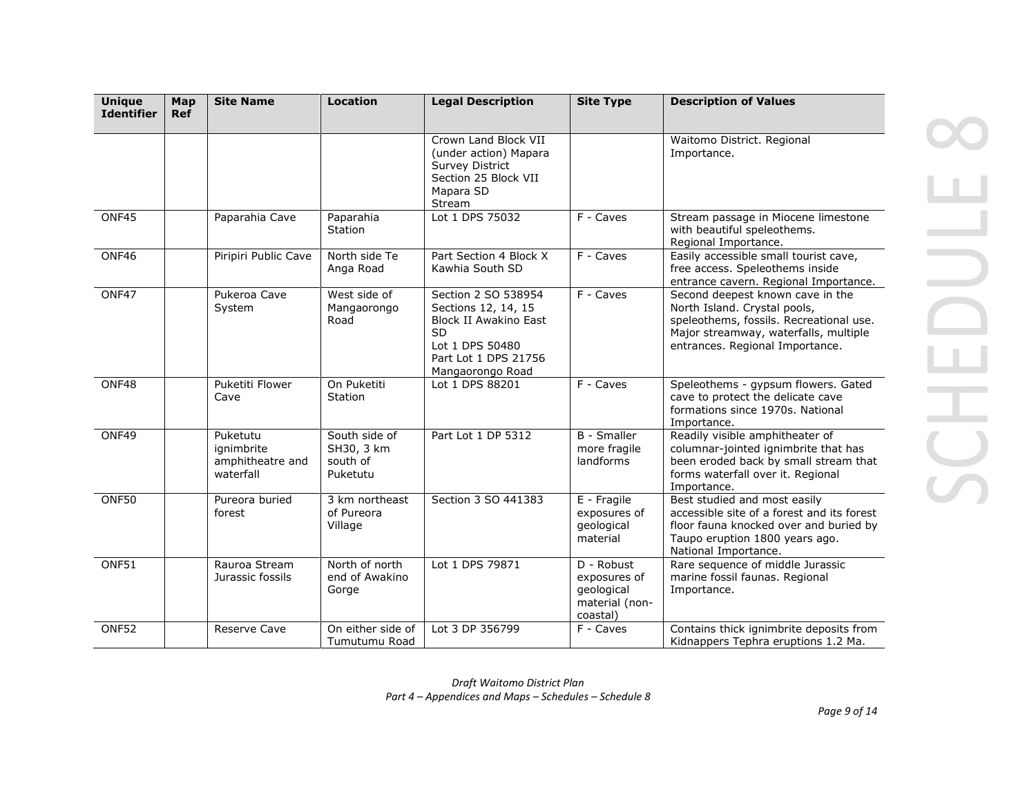| Unique Identifier | Map Ref | Site Name | Location | Legal Description | Site Type | Description of Values |
|---|---|---|---|---|---|---|
| | | | | Crown Land Block VII (under action) Mapara Survey District Section 25 Block VII Mapara SD Stream | | Waitomo District. Regional Importance. |
| ONF45 | | Paparahia Cave | Paparahia Station | Lot 1 DPS 75032 | F - Caves | Stream passage in Miocene limestone with beautiful speleothems. Regional Importance. |
| ONF46 | | Piripiri Public Cave | North side Te Anga Road | Part Section 4 Block X Kawhia South SD | F - Caves | Easily accessible small tourist cave, free access. Speleothems inside entrance cavern. Regional Importance. |
| ONF47 | | Pukeroa Cave System | West side of Mangaorongo Road | Section 2 SO 538954 Sections 12, 14, 15 Block II Awakino East SD Lot 1 DPS 50480 Part Lot 1 DPS 21756 Mangaorongo Road | F - Caves | Second deepest known cave in the North Island. Crystal pools, speleothems, fossils. Recreational use. Major streamway, waterfalls, multiple entrances. Regional Importance. |
| ONF48 | | Puketiti Flower Cave | On Puketiti Station | Lot 1 DPS 88201 | F - Caves | Speleothems - gypsum flowers. Gated cave to protect the delicate cave formations since 1970s. National Importance. |
| ONF49 | | Puketutu ignimbrite amphitheatre and waterfall | South side of SH30, 3 km south of Puketutu | Part Lot 1 DP 5312 | B - Smaller more fragile landforms | Readily visible amphitheater of columnar-jointed ignimbrite that has been eroded back by small stream that forms waterfall over it. Regional Importance. |
| ONF50 | | Pureora buried forest | 3 km northeast of Pureora Village | Section 3 SO 441383 | E - Fragile exposures of geological material | Best studied and most easily accessible site of a forest and its forest floor fauna knocked over and buried by Taupo eruption 1800 years ago. National Importance. |
| ONF51 | | Rauroa Stream Jurassic fossils | North of north end of Awakino Gorge | Lot 1 DPS 79871 | D - Robust exposures of geological material (non-coastal) | Rare sequence of middle Jurassic marine fossil faunas. Regional Importance. |
| ONF52 | | Reserve Cave | On either side of Tumutumu Road | Lot 3 DP 356799 | F - Caves | Contains thick ignimbrite deposits from Kidnappers Tephra eruptions 1.2 Ma. |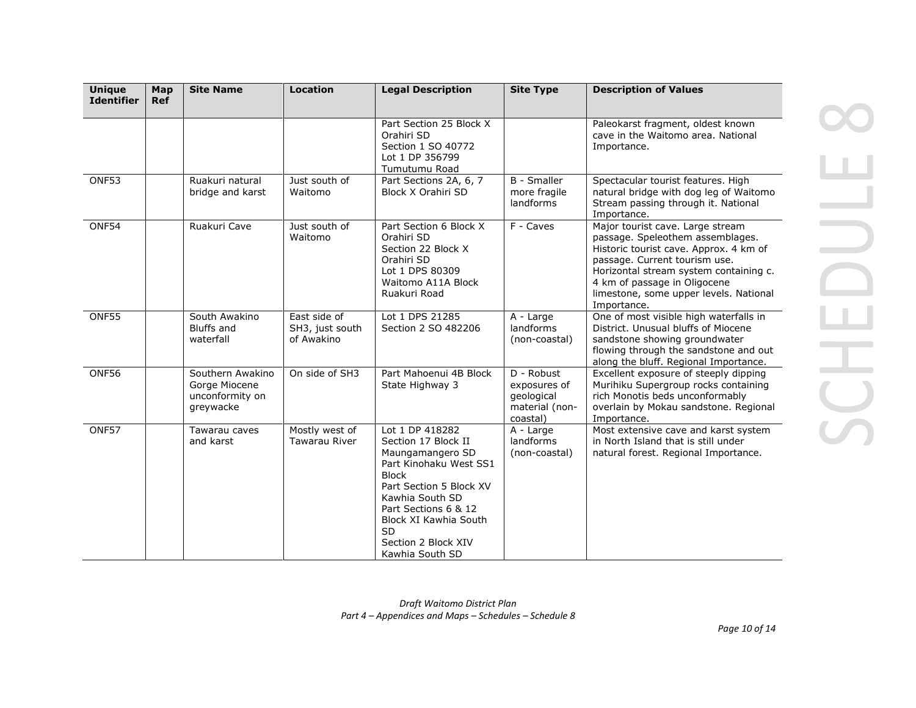| Unique Identifier | Map Ref | Site Name | Location | Legal Description | Site Type | Description of Values |
|---|---|---|---|---|---|---|
| | | | | Part Section 25 Block X Orahiri SD<br>Section 1 SO 40772<br>Lot 1 DP 356799<br>Tumutumu Road | | Paleokarst fragment, oldest known cave in the Waitomo area. National Importance. |
| ONF53 | | Ruakuri natural bridge and karst | Just south of Waitomo | Part Sections 2A, 6, 7 Block X Orahiri SD | B - Smaller more fragile landforms | Spectacular tourist features. High natural bridge with dog leg of Waitomo Stream passing through it. National Importance. |
| ONF54 | | Ruakuri Cave | Just south of Waitomo | Part Section 6 Block X Orahiri SD<br>Section 22 Block X Orahiri SD<br>Lot 1 DPS 80309<br>Waitomo A11A Block<br>Ruakuri Road | F - Caves | Major tourist cave. Large stream passage. Speleothem assemblages. Historic tourist cave. Approx. 4 km of passage. Current tourism use. Horizontal stream system containing c. 4 km of passage in Oligocene limestone, some upper levels. National Importance. |
| ONF55 | | South Awakino Bluffs and waterfall | East side of SH3, just south of Awakino | Lot 1 DPS 21285<br>Section 2 SO 482206 | A - Large landforms (non-coastal) | One of most visible high waterfalls in District. Unusual bluffs of Miocene sandstone showing groundwater flowing through the sandstone and out along the bluff. Regional Importance. |
| ONF56 | | Southern Awakino Gorge Miocene unconformity on greywacke | On side of SH3 | Part Mahoenui 4B Block<br>State Highway 3 | D - Robust exposures of geological material (non-coastal) | Excellent exposure of steeply dipping Murihiku Supergroup rocks containing rich Monotis beds unconformably overlain by Mokau sandstone. Regional Importance. |
| ONF57 | | Tawarau caves and karst | Mostly west of Tawarau River | Lot 1 DP 418282<br>Section 17 Block II Maungamangero SD<br>Part Kinohaku West SS1 Block<br>Part Section 5 Block XV Kawhia South SD<br>Part Sections 6 & 12 Block XI Kawhia South SD<br>Section 2 Block XIV Kawhia South SD | A - Large landforms (non-coastal) | Most extensive cave and karst system in North Island that is still under natural forest. Regional Importance. |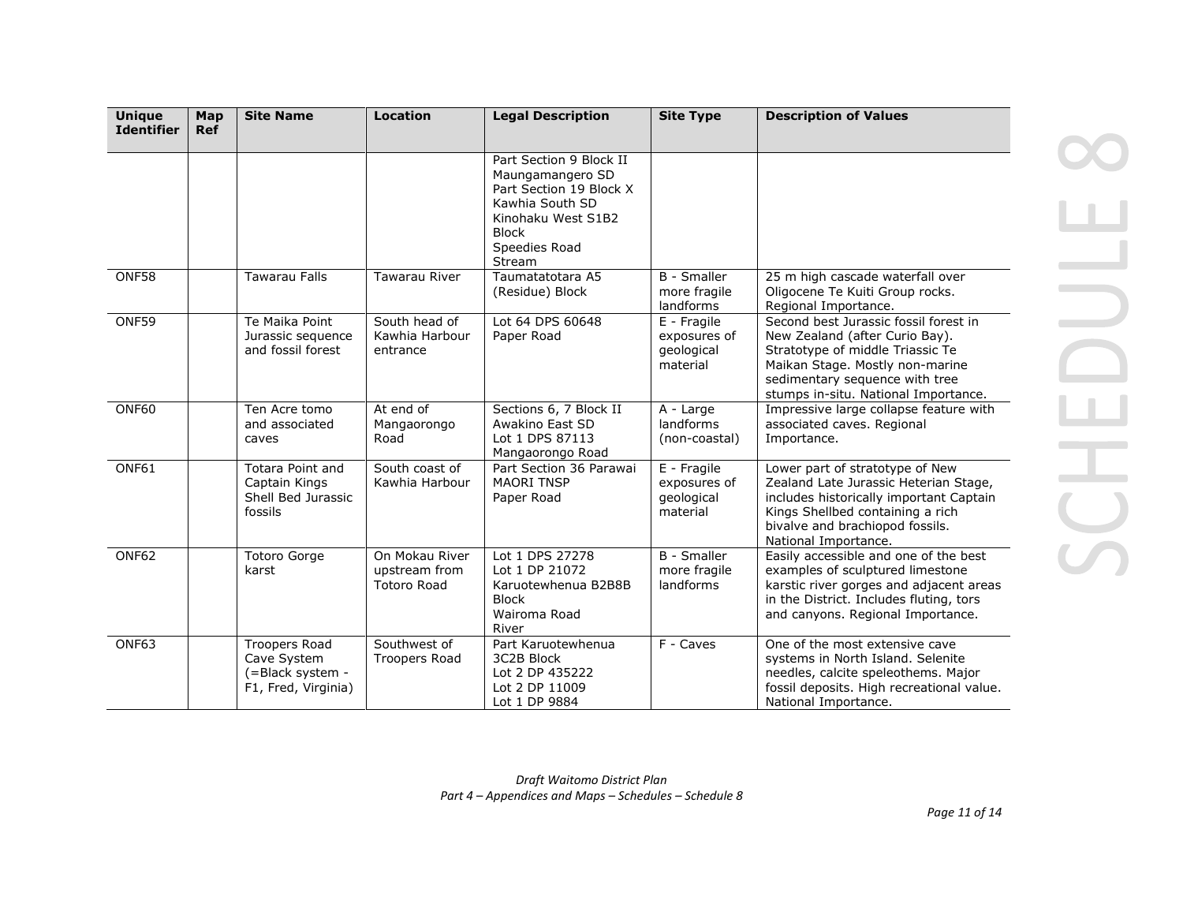| Unique Identifier | Map Ref | Site Name | Location | Legal Description | Site Type | Description of Values |
|---|---|---|---|---|---|---|
| | | | | Part Section 9 Block II Maungamangero SD<br>Part Section 19 Block X Kawhia South SD<br>Kinohaku West S1B2 Block<br>Speedies Road<br>Stream | | |
| ONF58 | | Tawarau Falls | Tawarau River | Taumatatotara A5 (Residue) Block | B - Smaller more fragile landforms | 25 m high cascade waterfall over Oligocene Te Kuiti Group rocks. Regional Importance. |
| ONF59 | | Te Maika Point Jurassic sequence and fossil forest | South head of Kawhia Harbour entrance | Lot 64 DPS 60648<br>Paper Road | E - Fragile exposures of geological material | Second best Jurassic fossil forest in New Zealand (after Curio Bay). Stratotype of middle Triassic Te Maikan Stage. Mostly non-marine sedimentary sequence with tree stumps in-situ. National Importance. |
| ONF60 | | Ten Acre tomo and associated caves | At end of Mangaorongo Road | Sections 6, 7 Block II Awakino East SD<br>Lot 1 DPS 87113<br>Mangaorongo Road | A - Large landforms (non-coastal) | Impressive large collapse feature with associated caves. Regional Importance. |
| ONF61 | | Totara Point and Captain Kings Shell Bed Jurassic fossils | South coast of Kawhia Harbour | Part Section 36 Parawai MAORI TNSP<br>Paper Road | E - Fragile exposures of geological material | Lower part of stratotype of New Zealand Late Jurassic Heterian Stage, includes historically important Captain Kings Shellbed containing a rich bivalve and brachiopod fossils. National Importance. |
| ONF62 | | Totoro Gorge karst | On Mokau River upstream from Totoro Road | Lot 1 DPS 27278<br>Lot 1 DP 21072<br>Karuotewhenua B2B8B Block<br>Wairoma Road<br>River | B - Smaller more fragile landforms | Easily accessible and one of the best examples of sculptured limestone karstic river gorges and adjacent areas in the District. Includes fluting, tors and canyons. Regional Importance. |
| ONF63 | | Troopers Road Cave System (=Black system - F1, Fred, Virginia) | Southwest of Troopers Road | Part Karuotewhenua 3C2B Block<br>Lot 2 DP 435222<br>Lot 2 DP 11009<br>Lot 1 DP 9884 | F - Caves | One of the most extensive cave systems in North Island. Selenite needles, calcite speleothems. Major fossil deposits. High recreational value. National Importance. |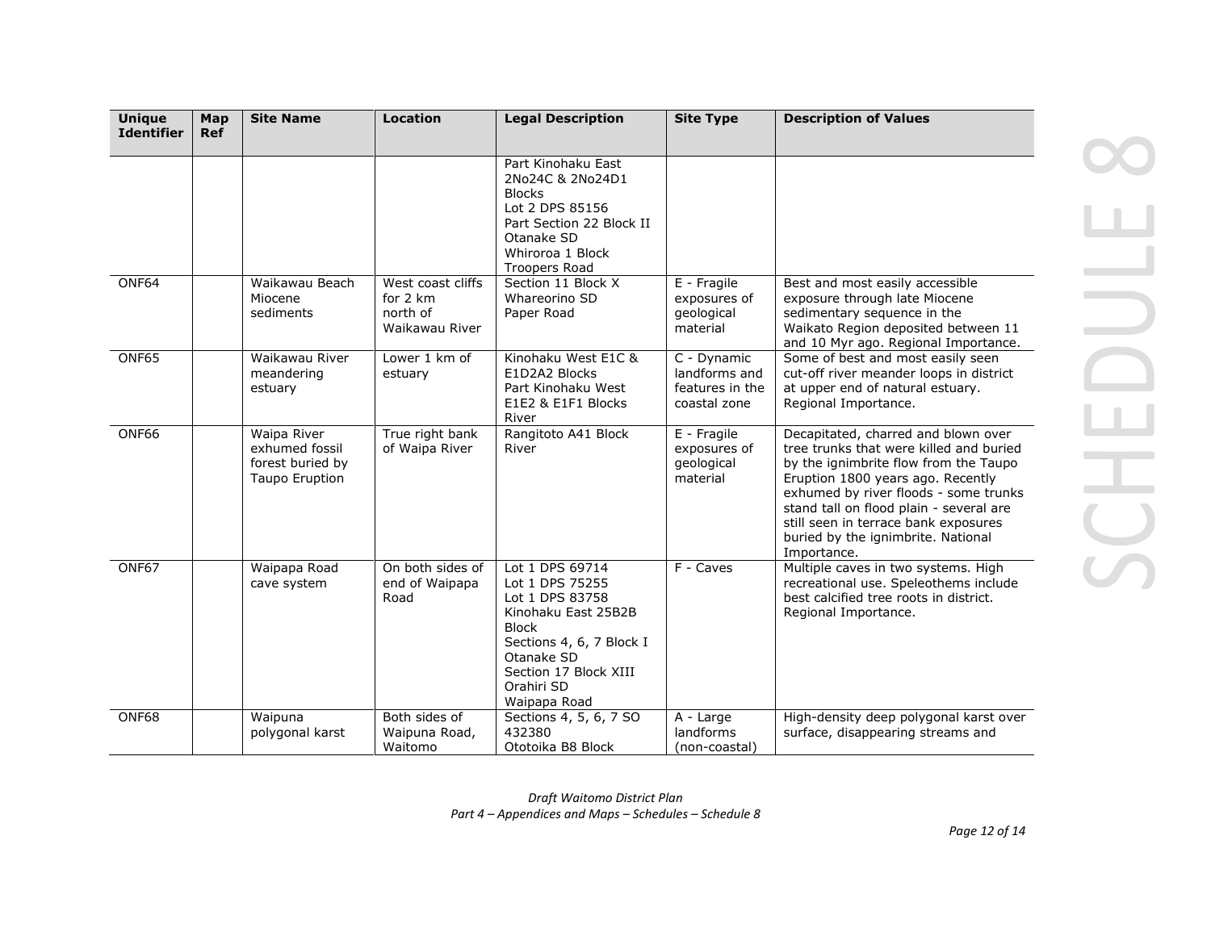| Unique Identifier | Map Ref | Site Name | Location | Legal Description | Site Type | Description of Values |
|---|---|---|---|---|---|---|
| | | | | Part Kinohaku East 2No24C & 2No24D1 Blocks<br>Lot 2 DPS 85156<br>Part Section 22 Block II Otanake SD<br>Whiroroa 1 Block<br>Troopers Road | | |
| ONF64 | | Waikawau Beach Miocene sediments | West coast cliffs for 2 km north of Waikawau River | Section 11 Block X Whareorino SD<br>Paper Road | E - Fragile exposures of geological material | Best and most easily accessible exposure through late Miocene sedimentary sequence in the Waikato Region deposited between 11 and 10 Myr ago. Regional Importance. |
| ONF65 | | Waikawau River meandering estuary | Lower 1 km of estuary | Kinohaku West E1C & E1D2A2 Blocks<br>Part Kinohaku West E1E2 & E1F1 Blocks<br>River | C - Dynamic landforms and features in the coastal zone | Some of best and most easily seen cut-off river meander loops in district at upper end of natural estuary. Regional Importance. |
| ONF66 | | Waipa River exhumed fossil forest buried by Taupo Eruption | True right bank of Waipa River | Rangitoto A41 Block<br>River | E - Fragile exposures of geological material | Decapitated, charred and blown over tree trunks that were killed and buried by the ignimbrite flow from the Taupo Eruption 1800 years ago. Recently exhumed by river floods - some trunks stand tall on flood plain - several are still seen in terrace bank exposures buried by the ignimbrite. National Importance. |
| ONF67 | | Waipapa Road cave system | On both sides of end of Waipapa Road | Lot 1 DPS 69714<br>Lot 1 DPS 75255<br>Lot 1 DPS 83758<br>Kinohaku East 25B2B Block<br>Sections 4, 6, 7 Block I Otanake SD<br>Section 17 Block XIII Orahiri SD<br>Waipapa Road | F - Caves | Multiple caves in two systems. High recreational use. Speleothems include best calcified tree roots in district. Regional Importance. |
| ONF68 | | Waipuna polygonal karst | Both sides of Waipuna Road, Waitomo | Sections 4, 5, 6, 7 SO 432380<br>Ototoika B8 Block | A - Large landforms (non-coastal) | High-density deep polygonal karst over surface, disappearing streams and |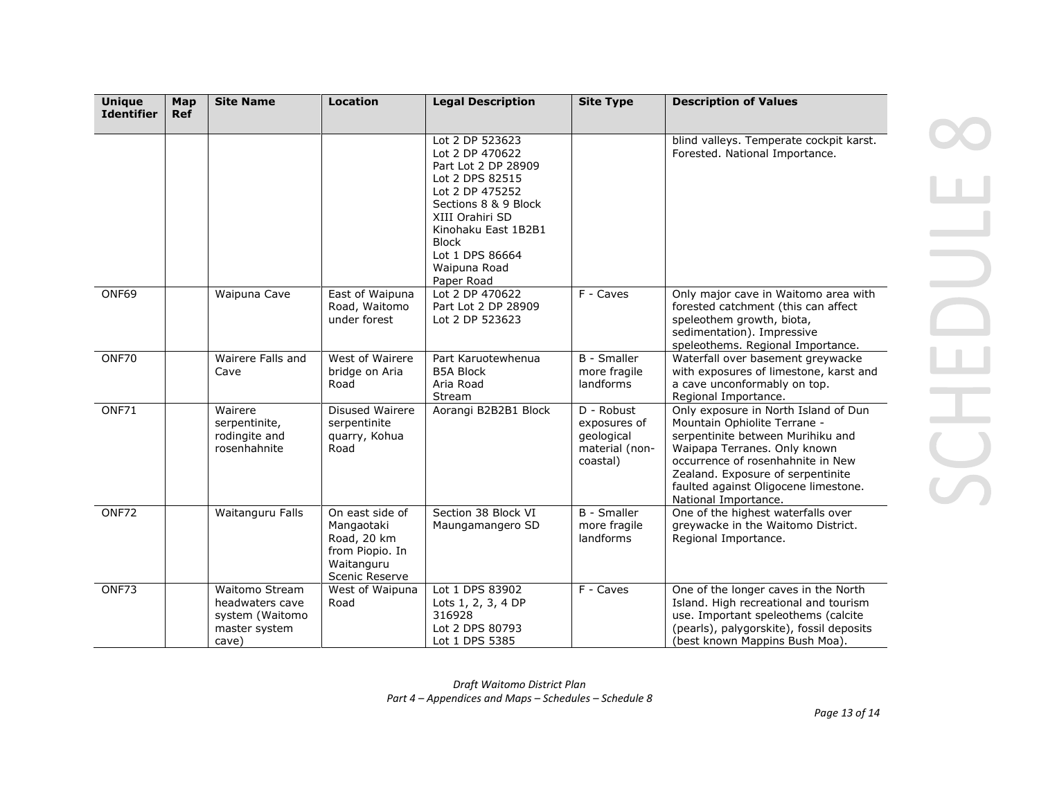| Unique Identifier | Map Ref | Site Name | Location | Legal Description | Site Type | Description of Values |
|---|---|---|---|---|---|---|
| | | | | Lot 2 DP 523623<br>Lot 2 DP 470622<br>Part Lot 2 DP 28909<br>Lot 2 DPS 82515<br>Lot 2 DP 475252<br>Sections 8 & 9 Block XIII Orahiri SD<br>Kinohaku East 1B2B1 Block<br>Lot 1 DPS 86664<br>Waipuna Road<br>Paper Road | | blind valleys. Temperate cockpit karst. Forested. National Importance. |
| ONF69 | | Waipuna Cave | East of Waipuna Road, Waitomo under forest | Lot 2 DP 470622<br>Part Lot 2 DP 28909<br>Lot 2 DP 523623 | F - Caves | Only major cave in Waitomo area with forested catchment (this can affect speleothem growth, biota, sedimentation). Impressive speleothems. Regional Importance. |
| ONF70 | | Wairere Falls and Cave | West of Wairere bridge on Aria Road | Part Karuotewhenua B5A Block<br>Aria Road<br>Stream | B - Smaller more fragile landforms | Waterfall over basement greywacke with exposures of limestone, karst and a cave unconformably on top. Regional Importance. |
| ONF71 | | Wairere serpentinite, rodingite and rosenhahnite | Disused Wairere serpentinite quarry, Kohua Road | Aorangi B2B2B1 Block | D - Robust exposures of geological material (non-coastal) | Only exposure in North Island of Dun Mountain Ophiolite Terrane - serpentinite between Murihiku and Waipapa Terranes. Only known occurrence of rosenhahnite in New Zealand. Exposure of serpentinite faulted against Oligocene limestone. National Importance. |
| ONF72 | | Waitanguru Falls | On east side of Mangaotaki Road, 20 km from Piopio. In Waitanguru Scenic Reserve | Section 38 Block VI Maungamangero SD | B - Smaller more fragile landforms | One of the highest waterfalls over greywacke in the Waitomo District. Regional Importance. |
| ONF73 | | Waitomo Stream headwaters cave system (Waitomo master system cave) | West of Waipuna Road | Lot 1 DPS 83902<br>Lots 1, 2, 3, 4 DP 316928<br>Lot 2 DPS 80793<br>Lot 1 DPS 5385 | F - Caves | One of the longer caves in the North Island. High recreational and tourism use. Important speleothems (calcite (pearls), palygorskite), fossil deposits (best known Mappins Bush Moa). |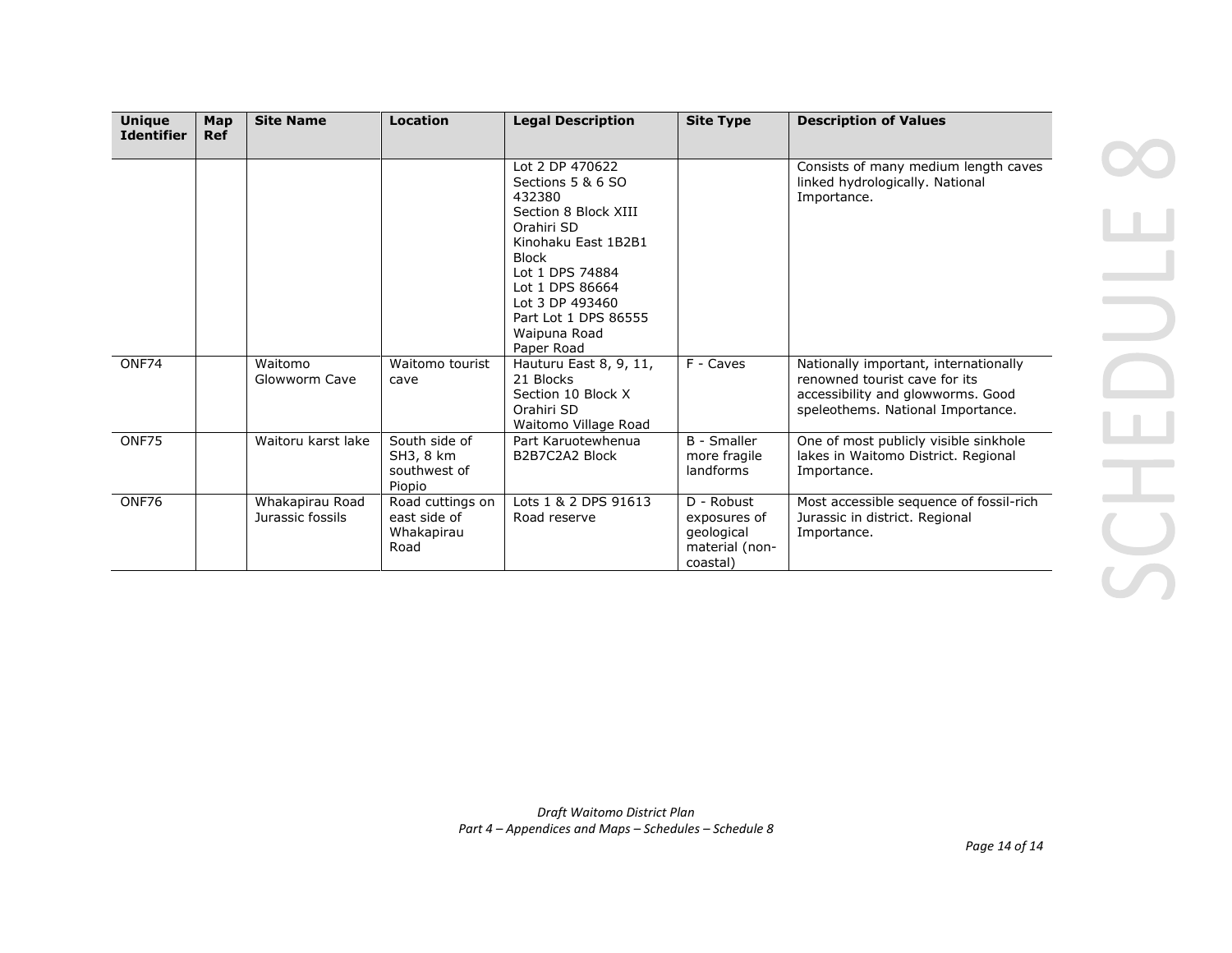| Unique Identifier | Map Ref | Site Name | Location | Legal Description | Site Type | Description of Values |
|---|---|---|---|---|---|---|
| | | | | Lot 2 DP 470622 Sections 5 & 6 SO 432380 Section 8 Block XIII Orahiri SD Kinohaku East 1B2B1 Block Lot 1 DPS 74884 Lot 1 DPS 86664 Lot 3 DP 493460 Part Lot 1 DPS 86555 Waipuna Road Paper Road | | Consists of many medium length caves linked hydrologically. National Importance. |
| ONF74 | | Waitomo Glowworm Cave | Waitomo tourist cave | Hauturu East 8, 9, 11, 21 Blocks Section 10 Block X Orahiri SD Waitomo Village Road | F - Caves | Nationally important, internationally renowned tourist cave for its accessibility and glowworms. Good speleothems. National Importance. |
| ONF75 | | Waitoru karst lake | South side of SH3, 8 km southwest of Piopio | Part Karuotewhenua B2B7C2A2 Block | B - Smaller more fragile landforms | One of most publicly visible sinkhole lakes in Waitomo District. Regional Importance. |
| ONF76 | | Whakapirau Road Jurassic fossils | Road cuttings on east side of Whakapirau Road | Lots 1 & 2 DPS 91613 Road reserve | D - Robust exposures of geological material (non-coastal) | Most accessible sequence of fossil-rich Jurassic in district. Regional Importance. |